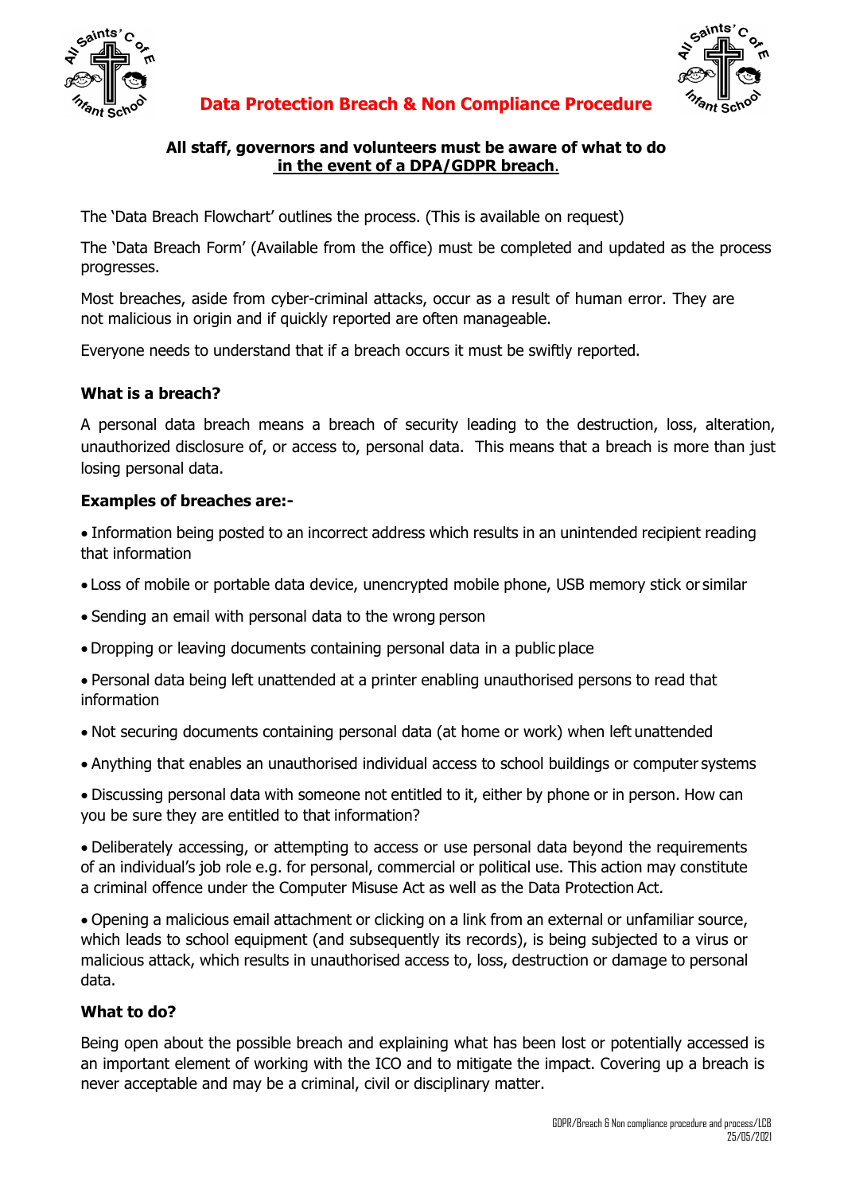# Data Protection Breach & Non Compliance Procedure

**All staff, governors and volunteers must be aware of what to do <u>in the event of a DPA/GDPR breach</u>.**

The 'Data Breach Flowchart' outlines the process. (This is available on request)

The 'Data Breach Form' (Available from the office) must be completed and updated as the process progresses.

Most breaches, aside from cyber-criminal attacks, occur as a result of human error. They are not malicious in origin and if quickly reported are often manageable.

Everyone needs to understand that if a breach occurs it must be swiftly reported.

### What is a breach?

A personal data breach means a breach of security leading to the destruction, loss, alteration, unauthorized disclosure of, or access to, personal data. This means that a breach is more than just losing personal data.

### Examples of breaches are:-

- Information being posted to an incorrect address which results in an unintended recipient reading that information
- Loss of mobile or portable data device, unencrypted mobile phone, USB memory stick or similar
- Sending an email with personal data to the wrong person
- Dropping or leaving documents containing personal data in a public place
- Personal data being left unattended at a printer enabling unauthorised persons to read that information
- Not securing documents containing personal data (at home or work) when left unattended
- Anything that enables an unauthorised individual access to school buildings or computer systems
- Discussing personal data with someone not entitled to it, either by phone or in person. How can you be sure they are entitled to that information?
- Deliberately accessing, or attempting to access or use personal data beyond the requirements of an individual's job role e.g. for personal, commercial or political use. This action may constitute a criminal offence under the Computer Misuse Act as well as the Data Protection Act.
- Opening a malicious email attachment or clicking on a link from an external or unfamiliar source, which leads to school equipment (and subsequently its records), is being subjected to a virus or malicious attack, which results in unauthorised access to, loss, destruction or damage to personal data.

### What to do?

Being open about the possible breach and explaining what has been lost or potentially accessed is an important element of working with the ICO and to mitigate the impact. Covering up a breach is never acceptable and may be a criminal, civil or disciplinary matter.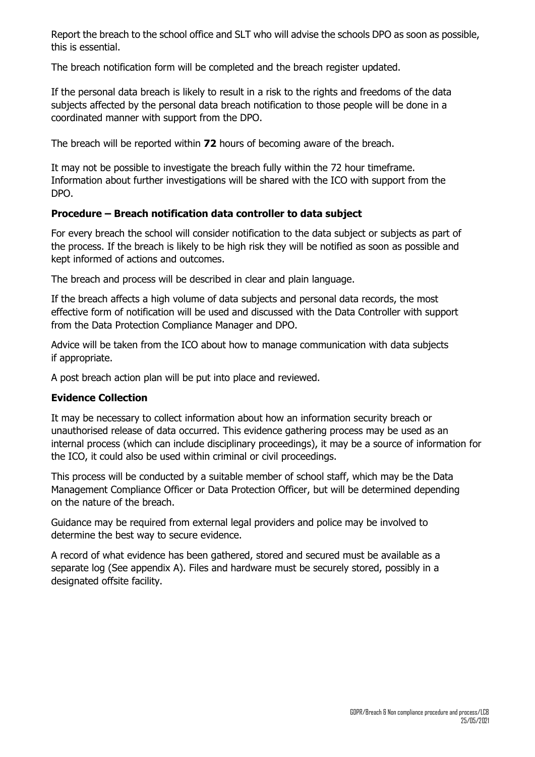Report the breach to the school office and SLT who will advise the schools DPO as soon as possible, this is essential.

The breach notification form will be completed and the breach register updated.

If the personal data breach is likely to result in a risk to the rights and freedoms of the data subjects affected by the personal data breach notification to those people will be done in a coordinated manner with support from the DPO.

The breach will be reported within **72** hours of becoming aware of the breach.

It may not be possible to investigate the breach fully within the 72 hour timeframe. Information about further investigations will be shared with the ICO with support from the DPO.

### Procedure – Breach notification data controller to data subject

For every breach the school will consider notification to the data subject or subjects as part of the process. If the breach is likely to be high risk they will be notified as soon as possible and kept informed of actions and outcomes.

The breach and process will be described in clear and plain language.

If the breach affects a high volume of data subjects and personal data records, the most effective form of notification will be used and discussed with the Data Controller with support from the Data Protection Compliance Manager and DPO.

Advice will be taken from the ICO about how to manage communication with data subjects if appropriate.

A post breach action plan will be put into place and reviewed.

### Evidence Collection

It may be necessary to collect information about how an information security breach or unauthorised release of data occurred. This evidence gathering process may be used as an internal process (which can include disciplinary proceedings), it may be a source of information for the ICO, it could also be used within criminal or civil proceedings.

This process will be conducted by a suitable member of school staff, which may be the Data Management Compliance Officer or Data Protection Officer, but will be determined depending on the nature of the breach.

Guidance may be required from external legal providers and police may be involved to determine the best way to secure evidence.

A record of what evidence has been gathered, stored and secured must be available as a separate log (See appendix A). Files and hardware must be securely stored, possibly in a designated offsite facility.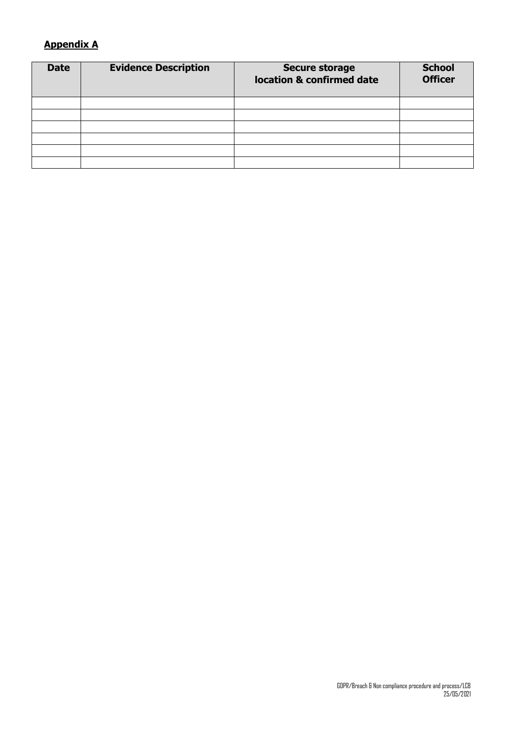**Appendix A**

| Date | Evidence Description | Secure storage location & confirmed date | School Officer |
|---|---|---|---|
| | | | |
| | | | |
| | | | |
| | | | |
| | | | |
| | | | |